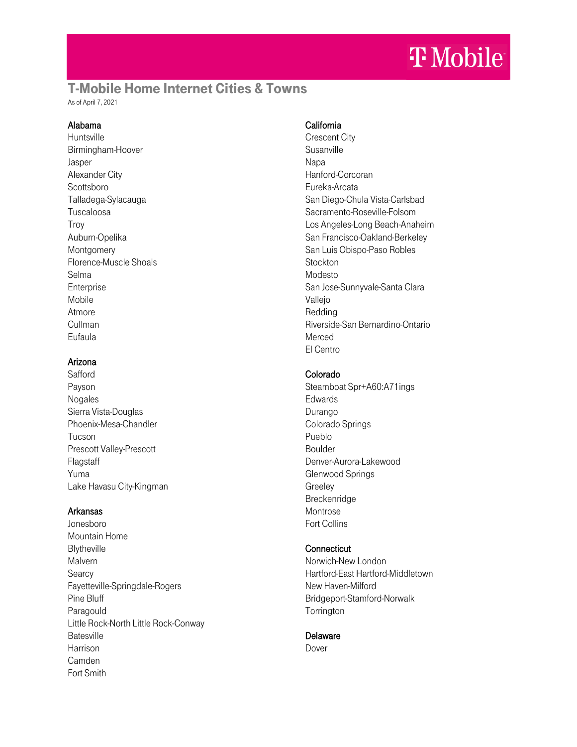# T-Mobile Home Internet Cities & Towns

As of April 7, 2021

### Alabama

Huntsville
Birmingham-Hoover
Jasper
Alexander City
Scottsboro
Talladega-Sylacauga
Tuscaloosa
Troy
Auburn-Opelika
Montgomery
Florence-Muscle Shoals
Selma
Enterprise
Mobile
Atmore
Cullman
Eufaula

### Arizona

Safford
Payson
Nogales
Sierra Vista-Douglas
Phoenix-Mesa-Chandler
Tucson
Prescott Valley-Prescott
Flagstaff
Yuma
Lake Havasu City-Kingman

### Arkansas

Jonesboro
Mountain Home
Blytheville
Malvern
Searcy
Fayetteville-Springdale-Rogers
Pine Bluff
Paragould
Little Rock-North Little Rock-Conway
Batesville
Harrison
Camden
Fort Smith

### California

Crescent City
Susanville
Napa
Hanford-Corcoran
Eureka-Arcata
San Diego-Chula Vista-Carlsbad
Sacramento-Roseville-Folsom
Los Angeles-Long Beach-Anaheim
San Francisco-Oakland-Berkeley
San Luis Obispo-Paso Robles
Stockton
Modesto
San Jose-Sunnyvale-Santa Clara
Vallejo
Redding
Riverside-San Bernardino-Ontario
Merced
El Centro

### Colorado

Steamboat Spr+A60:A71ings
Edwards
Durango
Colorado Springs
Pueblo
Boulder
Denver-Aurora-Lakewood
Glenwood Springs
Greeley
Breckenridge
Montrose
Fort Collins

### Connecticut

Norwich-New London
Hartford-East Hartford-Middletown
New Haven-Milford
Bridgeport-Stamford-Norwalk
Torrington

### Delaware

Dover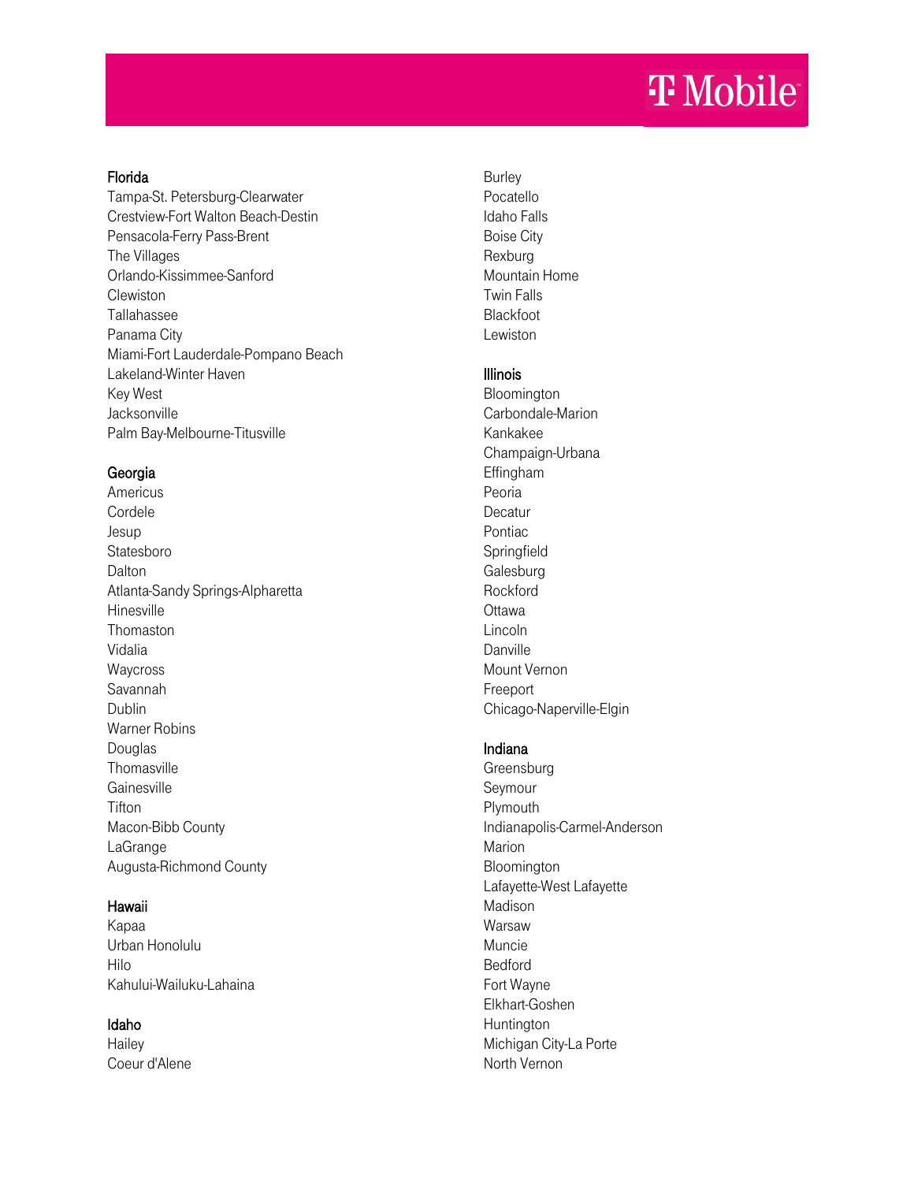## Florida

Tampa-St. Petersburg-Clearwater
Crestview-Fort Walton Beach-Destin
Pensacola-Ferry Pass-Brent
The Villages
Orlando-Kissimmee-Sanford
Clewiston
Tallahassee
Panama City
Miami-Fort Lauderdale-Pompano Beach
Lakeland-Winter Haven
Key West
Jacksonville
Palm Bay-Melbourne-Titusville

## Georgia

Americus
Cordele
Jesup
Statesboro
Dalton
Atlanta-Sandy Springs-Alpharetta
Hinesville
Thomaston
Vidalia
Waycross
Savannah
Dublin
Warner Robins
Douglas
Thomasville
Gainesville
Tifton
Macon-Bibb County
LaGrange
Augusta-Richmond County

## Hawaii

Kapaa
Urban Honolulu
Hilo
Kahului-Wailuku-Lahaina

## Idaho

Hailey
Coeur d'Alene
Burley
Pocatello
Idaho Falls
Boise City
Rexburg
Mountain Home
Twin Falls
Blackfoot
Lewiston

## Illinois

Bloomington
Carbondale-Marion
Kankakee
Champaign-Urbana
Effingham
Peoria
Decatur
Pontiac
Springfield
Galesburg
Rockford
Ottawa
Lincoln
Danville
Mount Vernon
Freeport
Chicago-Naperville-Elgin

## Indiana

Greensburg
Seymour
Plymouth
Indianapolis-Carmel-Anderson
Marion
Bloomington
Lafayette-West Lafayette
Madison
Warsaw
Muncie
Bedford
Fort Wayne
Elkhart-Goshen
Huntington
Michigan City-La Porte
North Vernon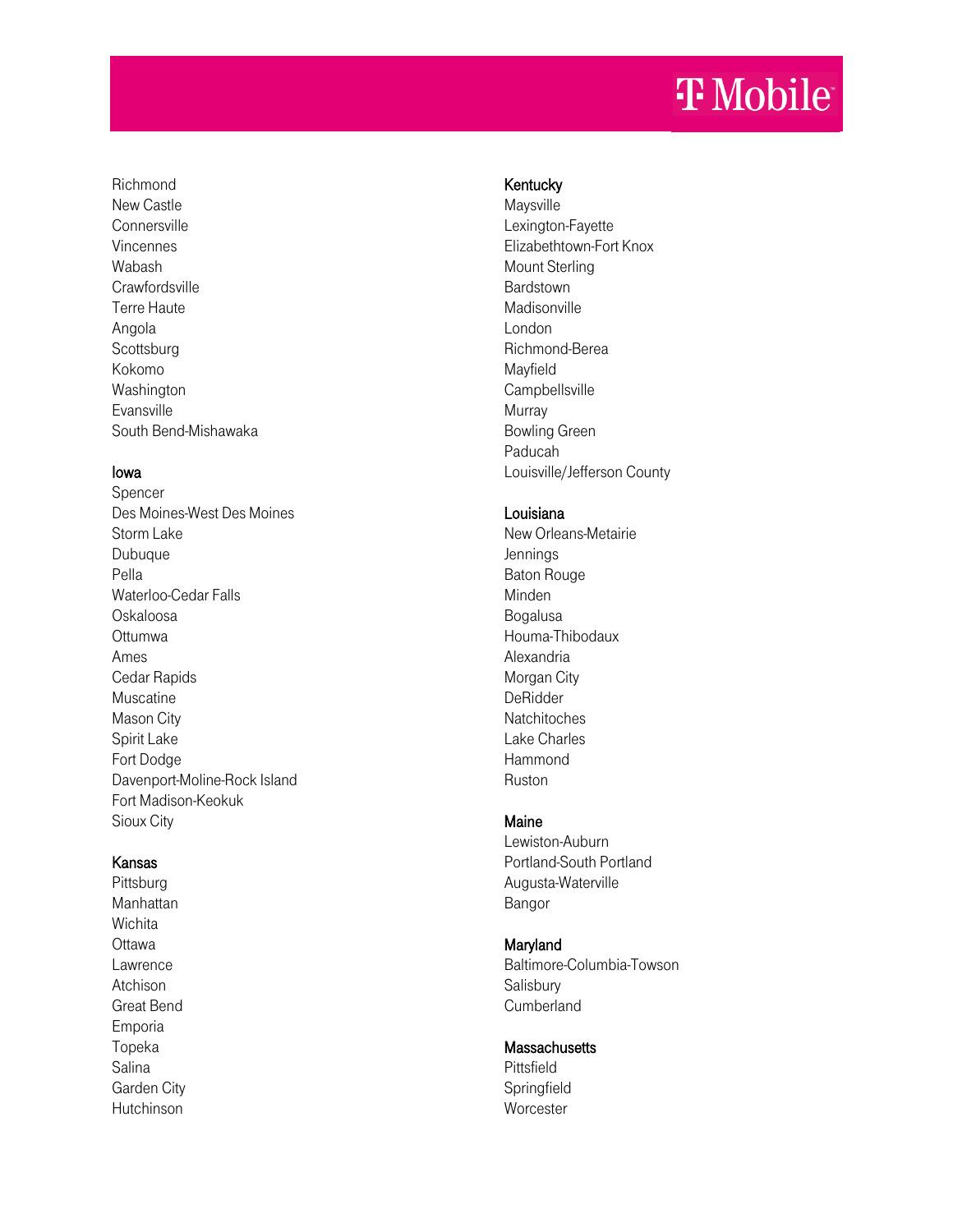Richmond
New Castle
Connersville
Vincennes
Wabash
Crawfordsville
Terre Haute
Angola
Scottsburg
Kokomo
Washington
Evansville
South Bend-Mishawaka

### Iowa

Spencer
Des Moines-West Des Moines
Storm Lake
Dubuque
Pella
Waterloo-Cedar Falls
Oskaloosa
Ottumwa
Ames
Cedar Rapids
Muscatine
Mason City
Spirit Lake
Fort Dodge
Davenport-Moline-Rock Island
Fort Madison-Keokuk
Sioux City

### Kansas

Pittsburg
Manhattan
Wichita
Ottawa
Lawrence
Atchison
Great Bend
Emporia
Topeka
Salina
Garden City
Hutchinson

### Kentucky

Maysville
Lexington-Fayette
Elizabethtown-Fort Knox
Mount Sterling
Bardstown
Madisonville
London
Richmond-Berea
Mayfield
Campbellsville
Murray
Bowling Green
Paducah
Louisville/Jefferson County

### Louisiana

New Orleans-Metairie
Jennings
Baton Rouge
Minden
Bogalusa
Houma-Thibodaux
Alexandria
Morgan City
DeRidder
Natchitoches
Lake Charles
Hammond
Ruston

### Maine

Lewiston-Auburn
Portland-South Portland
Augusta-Waterville
Bangor

### Maryland

Baltimore-Columbia-Towson
Salisbury
Cumberland

### Massachusetts

Pittsfield
Springfield
Worcester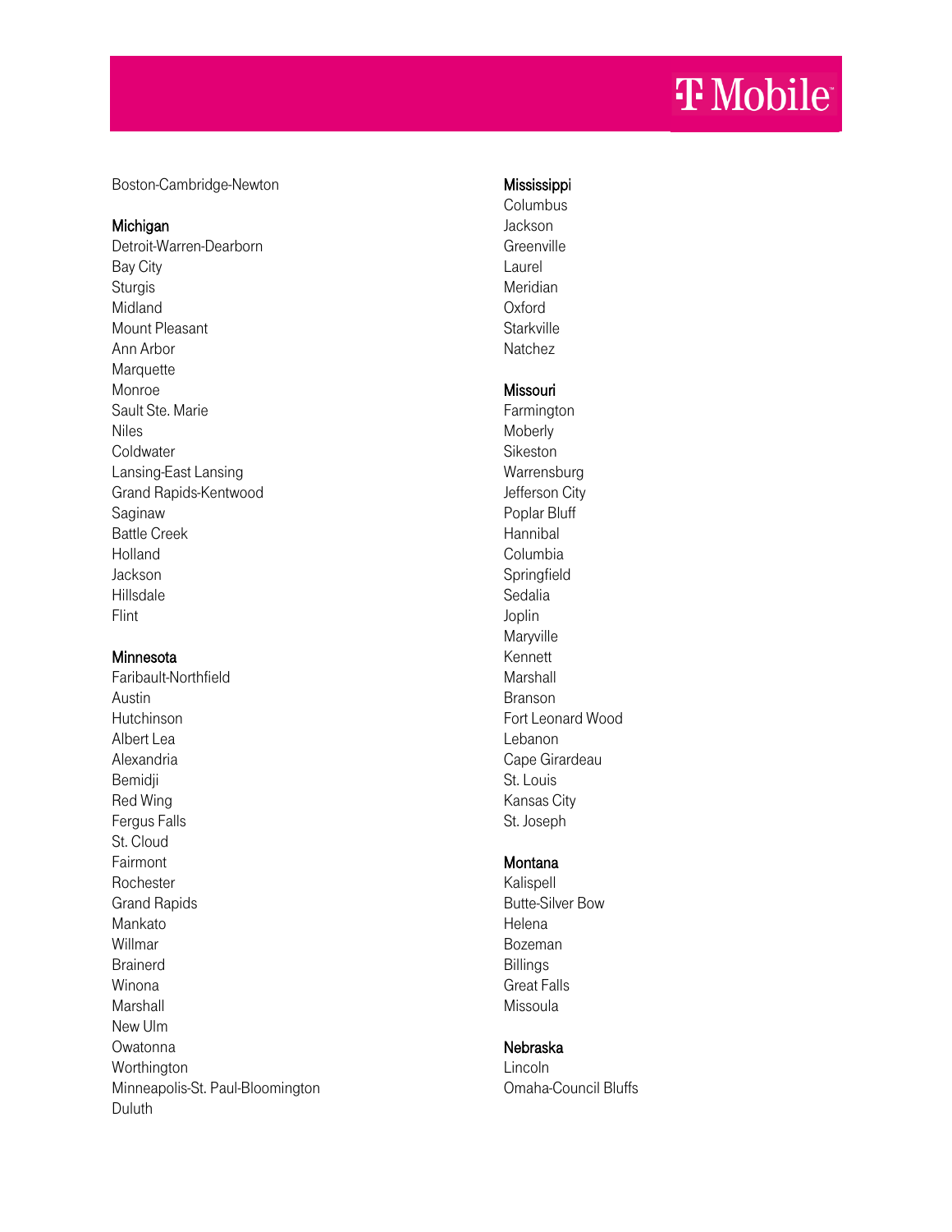Boston-Cambridge-Newton

## Michigan

Detroit-Warren-Dearborn
Bay City
Sturgis
Midland
Mount Pleasant
Ann Arbor
Marquette
Monroe
Sault Ste. Marie
Niles
Coldwater
Lansing-East Lansing
Grand Rapids-Kentwood
Saginaw
Battle Creek
Holland
Jackson
Hillsdale
Flint

## Minnesota

Faribault-Northfield
Austin
Hutchinson
Albert Lea
Alexandria
Bemidji
Red Wing
Fergus Falls
St. Cloud
Fairmont
Rochester
Grand Rapids
Mankato
Willmar
Brainerd
Winona
Marshall
New Ulm
Owatonna
Worthington
Minneapolis-St. Paul-Bloomington
Duluth

## Mississippi

Columbus
Jackson
Greenville
Laurel
Meridian
Oxford
Starkville
Natchez

## Missouri

Farmington
Moberly
Sikeston
Warrensburg
Jefferson City
Poplar Bluff
Hannibal
Columbia
Springfield
Sedalia
Joplin
Maryville
Kennett
Marshall
Branson
Fort Leonard Wood
Lebanon
Cape Girardeau
St. Louis
Kansas City
St. Joseph

## Montana

Kalispell
Butte-Silver Bow
Helena
Bozeman
Billings
Great Falls
Missoula

## Nebraska

Lincoln
Omaha-Council Bluffs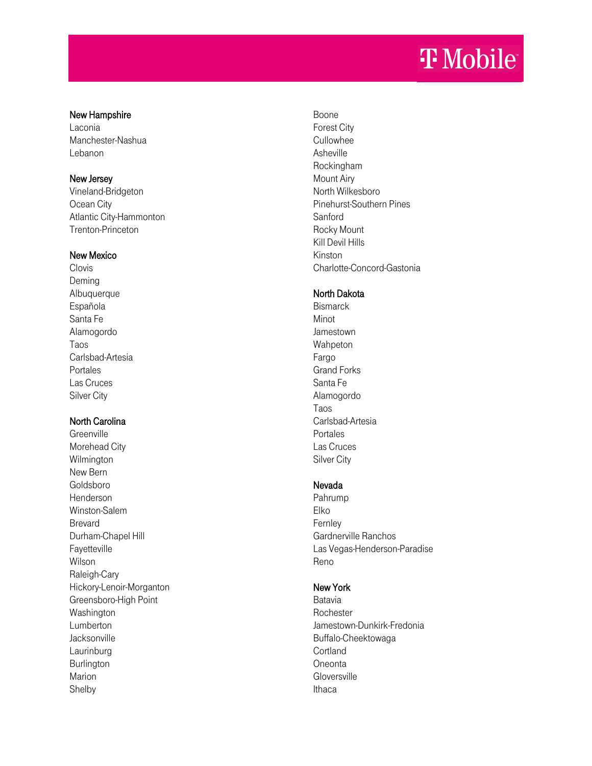## New Hampshire

Laconia
Manchester-Nashua
Lebanon

## New Jersey

Vineland-Bridgeton
Ocean City
Atlantic City-Hammonton
Trenton-Princeton

## New Mexico

Clovis
Deming
Albuquerque
Española
Santa Fe
Alamogordo
Taos
Carlsbad-Artesia
Portales
Las Cruces
Silver City

## North Carolina

Greenville
Morehead City
Wilmington
New Bern
Goldsboro
Henderson
Winston-Salem
Brevard
Durham-Chapel Hill
Fayetteville
Wilson
Raleigh-Cary
Hickory-Lenoir-Morganton
Greensboro-High Point
Washington
Lumberton
Jacksonville
Laurinburg
Burlington
Marion
Shelby
Boone
Forest City
Cullowhee
Asheville
Rockingham
Mount Airy
North Wilkesboro
Pinehurst-Southern Pines
Sanford
Rocky Mount
Kill Devil Hills
Kinston
Charlotte-Concord-Gastonia

## North Dakota

Bismarck
Minot
Jamestown
Wahpeton
Fargo
Grand Forks
Santa Fe
Alamogordo
Taos
Carlsbad-Artesia
Portales
Las Cruces
Silver City

## Nevada

Pahrump
Elko
Fernley
Gardnerville Ranchos
Las Vegas-Henderson-Paradise
Reno

## New York

Batavia
Rochester
Jamestown-Dunkirk-Fredonia
Buffalo-Cheektowaga
Cortland
Oneonta
Gloversville
Ithaca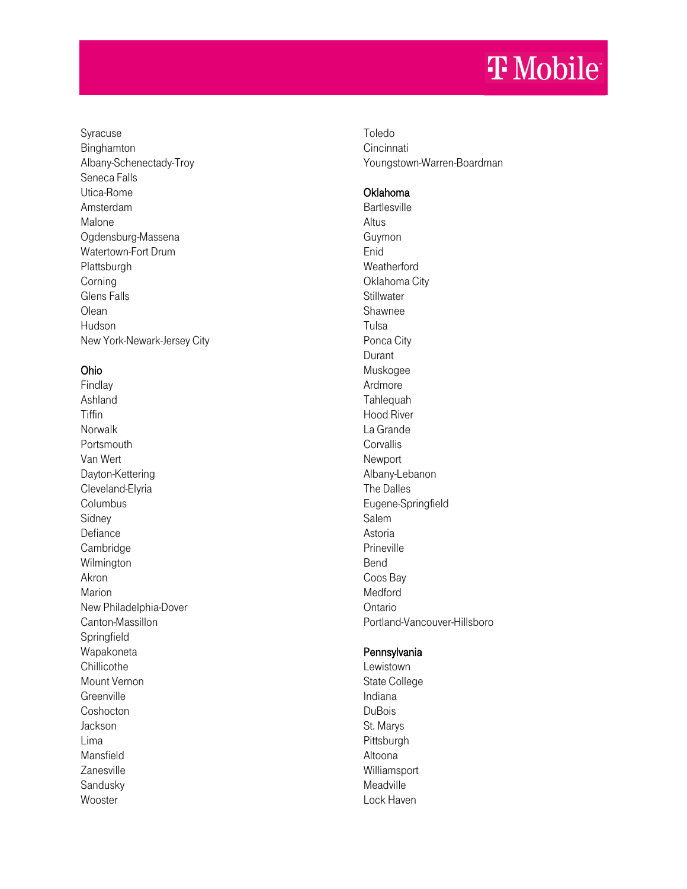Syracuse
Binghamton
Albany-Schenectady-Troy
Seneca Falls
Utica-Rome
Amsterdam
Malone
Ogdensburg-Massena
Watertown-Fort Drum
Plattsburgh
Corning
Glens Falls
Olean
Hudson
New York-Newark-Jersey City

**Ohio**

Findlay
Ashland
Tiffin
Norwalk
Portsmouth
Van Wert
Dayton-Kettering
Cleveland-Elyria
Columbus
Sidney
Defiance
Cambridge
Wilmington
Akron
Marion
New Philadelphia-Dover
Canton-Massillon
Springfield
Wapakoneta
Chillicothe
Mount Vernon
Greenville
Coshocton
Jackson
Lima
Mansfield
Zanesville
Sandusky
Wooster
Toledo
Cincinnati
Youngstown-Warren-Boardman

**Oklahoma**

Bartlesville
Altus
Guymon
Enid
Weatherford
Oklahoma City
Stillwater
Shawnee
Tulsa
Ponca City
Durant
Muskogee
Ardmore
Tahlequah
Hood River
La Grande
Corvallis
Newport
Albany-Lebanon
The Dalles
Eugene-Springfield
Salem
Astoria
Prineville
Bend
Coos Bay
Medford
Ontario
Portland-Vancouver-Hillsboro

**Pennsylvania**

Lewistown
State College
Indiana
DuBois
St. Marys
Pittsburgh
Altoona
Williamsport
Meadville
Lock Haven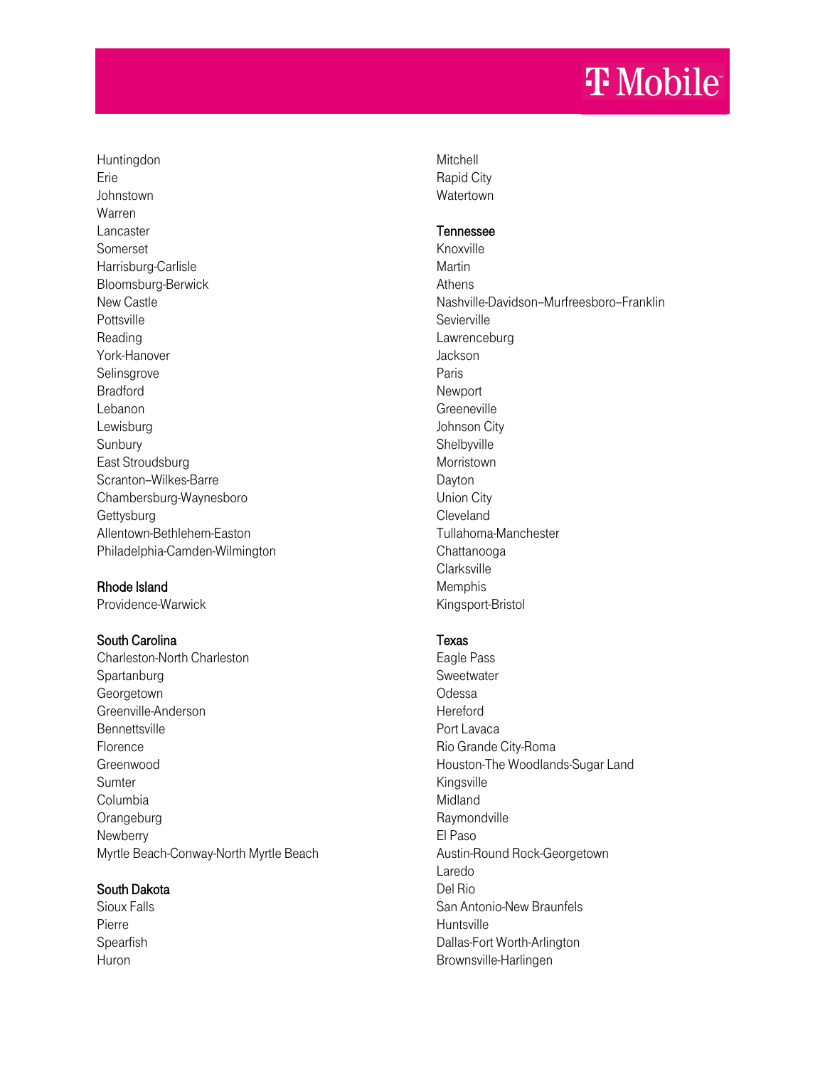Huntingdon
Erie
Johnstown
Warren
Lancaster
Somerset
Harrisburg-Carlisle
Bloomsburg-Berwick
New Castle
Pottsville
Reading
York-Hanover
Selinsgrove
Bradford
Lebanon
Lewisburg
Sunbury
East Stroudsburg
Scranton–Wilkes-Barre
Chambersburg-Waynesboro
Gettysburg
Allentown-Bethlehem-Easton
Philadelphia-Camden-Wilmington

Rhode Island
Providence-Warwick

South Carolina
Charleston-North Charleston
Spartanburg
Georgetown
Greenville-Anderson
Bennettsville
Florence
Greenwood
Sumter
Columbia
Orangeburg
Newberry
Myrtle Beach-Conway-North Myrtle Beach

South Dakota
Sioux Falls
Pierre
Spearfish
Huron
Mitchell
Rapid City
Watertown

Tennessee
Knoxville
Martin
Athens
Nashville-Davidson–Murfreesboro–Franklin
Sevierville
Lawrenceburg
Jackson
Paris
Newport
Greeneville
Johnson City
Shelbyville
Morristown
Dayton
Union City
Cleveland
Tullahoma-Manchester
Chattanooga
Clarksville
Memphis
Kingsport-Bristol

Texas
Eagle Pass
Sweetwater
Odessa
Hereford
Port Lavaca
Rio Grande City-Roma
Houston-The Woodlands-Sugar Land
Kingsville
Midland
Raymondville
El Paso
Austin-Round Rock-Georgetown
Laredo
Del Rio
San Antonio-New Braunfels
Huntsville
Dallas-Fort Worth-Arlington
Brownsville-Harlingen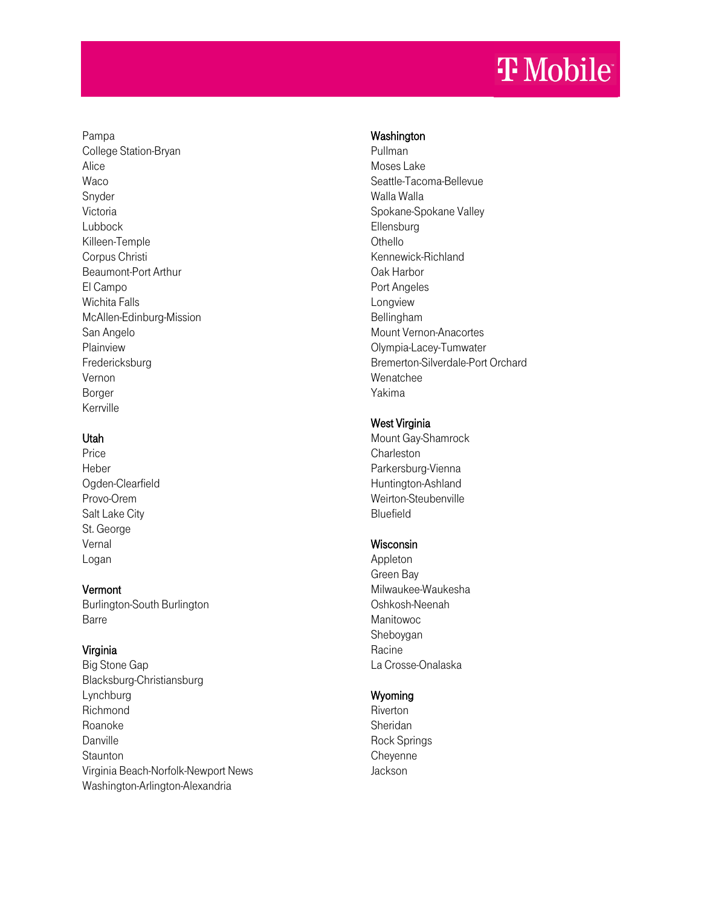Pampa
College Station-Bryan
Alice
Waco
Snyder
Victoria
Lubbock
Killeen-Temple
Corpus Christi
Beaumont-Port Arthur
El Campo
Wichita Falls
McAllen-Edinburg-Mission
San Angelo
Plainview
Fredericksburg
Vernon
Borger
Kerrville

**Utah**
Price
Heber
Ogden-Clearfield
Provo-Orem
Salt Lake City
St. George
Vernal
Logan

**Vermont**
Burlington-South Burlington
Barre

**Virginia**
Big Stone Gap
Blacksburg-Christiansburg
Lynchburg
Richmond
Roanoke
Danville
Staunton
Virginia Beach-Norfolk-Newport News
Washington-Arlington-Alexandria

**Washington**
Pullman
Moses Lake
Seattle-Tacoma-Bellevue
Walla Walla
Spokane-Spokane Valley
Ellensburg
Othello
Kennewick-Richland
Oak Harbor
Port Angeles
Longview
Bellingham
Mount Vernon-Anacortes
Olympia-Lacey-Tumwater
Bremerton-Silverdale-Port Orchard
Wenatchee
Yakima

**West Virginia**
Mount Gay-Shamrock
Charleston
Parkersburg-Vienna
Huntington-Ashland
Weirton-Steubenville
Bluefield

**Wisconsin**
Appleton
Green Bay
Milwaukee-Waukesha
Oshkosh-Neenah
Manitowoc
Sheboygan
Racine
La Crosse-Onalaska

**Wyoming**
Riverton
Sheridan
Rock Springs
Cheyenne
Jackson